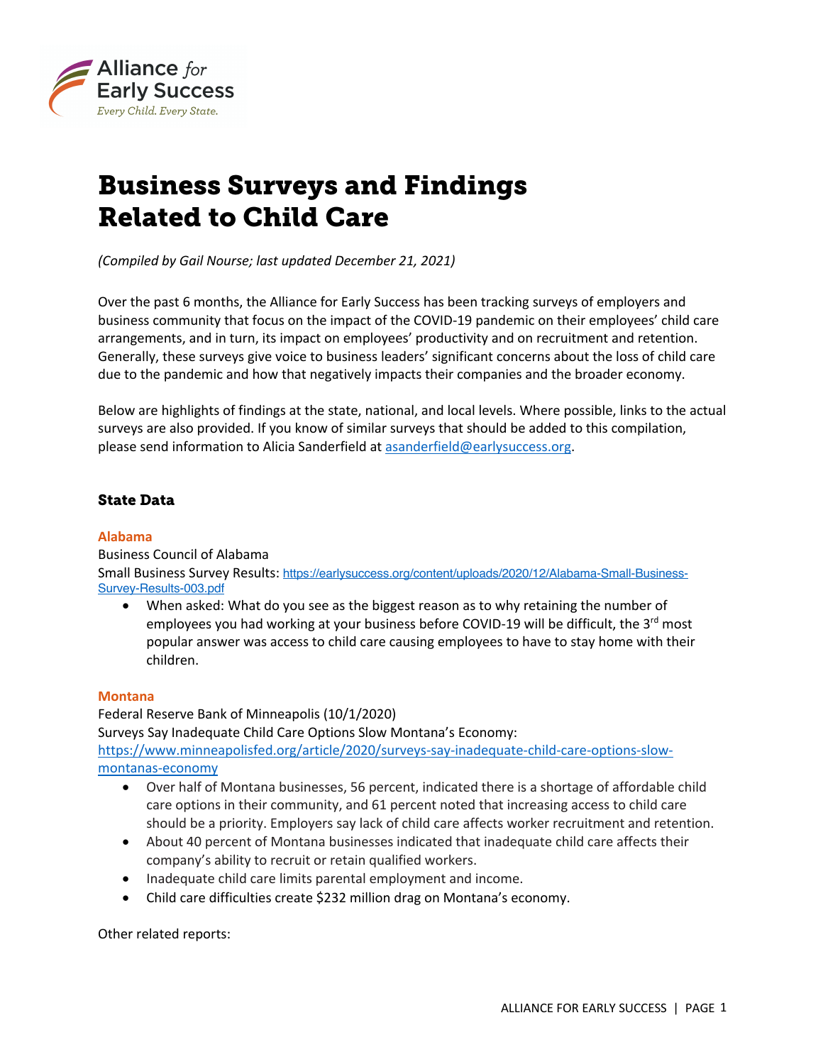Alliance *for* Early Success

*Every Child. Every State.*

# Business Surveys and Findings Related to Child Care

*(Compiled by Gail Nourse; last updated December 21, 2021)*

Over the past 6 months, the Alliance for Early Success has been tracking surveys of employers and business community that focus on the impact of the COVID-19 pandemic on their employees' child care arrangements, and in turn, its impact on employees' productivity and on recruitment and retention. Generally, these surveys give voice to business leaders' significant concerns about the loss of child care due to the pandemic and how that negatively impacts their companies and the broader economy.

Below are highlights of findings at the state, national, and local levels. Where possible, links to the actual surveys are also provided. If you know of similar surveys that should be added to this compilation, please send information to Alicia Sanderfield at asanderfield@earlysuccess.org.

## State Data

### Alabama

Business Council of Alabama

Small Business Survey Results: https://earlysuccess.org/content/uploads/2020/12/Alabama-Small-Business-Survey-Results-003.pdf

- When asked: What do you see as the biggest reason as to why retaining the number of employees you had working at your business before COVID-19 will be difficult, the 3rd most popular answer was access to child care causing employees to have to stay home with their children.

### Montana

Federal Reserve Bank of Minneapolis (10/1/2020)

Surveys Say Inadequate Child Care Options Slow Montana's Economy: https://www.minneapolisfed.org/article/2020/surveys-say-inadequate-child-care-options-slow-montanas-economy

- Over half of Montana businesses, 56 percent, indicated there is a shortage of affordable child care options in their community, and 61 percent noted that increasing access to child care should be a priority. Employers say lack of child care affects worker recruitment and retention.
- About 40 percent of Montana businesses indicated that inadequate child care affects their company's ability to recruit or retain qualified workers.
- Inadequate child care limits parental employment and income.
- Child care difficulties create $232 million drag on Montana's economy.

Other related reports: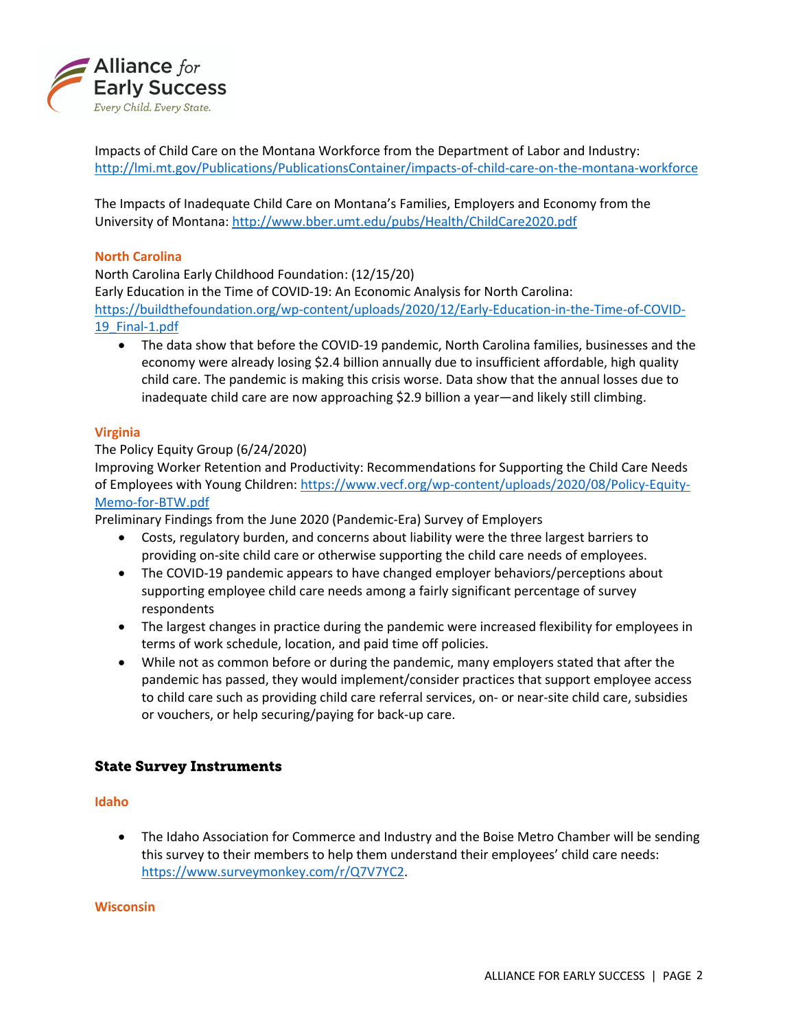Impacts of Child Care on the Montana Workforce from the Department of Labor and Industry: http://lmi.mt.gov/Publications/PublicationsContainer/impacts-of-child-care-on-the-montana-workforce

The Impacts of Inadequate Child Care on Montana's Families, Employers and Economy from the University of Montana: http://www.bber.umt.edu/pubs/Health/ChildCare2020.pdf

#### North Carolina

North Carolina Early Childhood Foundation: (12/15/20)
Early Education in the Time of COVID-19: An Economic Analysis for North Carolina: https://buildthefoundation.org/wp-content/uploads/2020/12/Early-Education-in-the-Time-of-COVID-19_Final-1.pdf

- The data show that before the COVID-19 pandemic, North Carolina families, businesses and the economy were already losing $2.4 billion annually due to insufficient affordable, high quality child care. The pandemic is making this crisis worse. Data show that the annual losses due to inadequate child care are now approaching $2.9 billion a year—and likely still climbing.

#### Virginia

The Policy Equity Group (6/24/2020)
Improving Worker Retention and Productivity: Recommendations for Supporting the Child Care Needs of Employees with Young Children: https://www.vecf.org/wp-content/uploads/2020/08/Policy-Equity-Memo-for-BTW.pdf
Preliminary Findings from the June 2020 (Pandemic-Era) Survey of Employers

- Costs, regulatory burden, and concerns about liability were the three largest barriers to providing on-site child care or otherwise supporting the child care needs of employees.
- The COVID-19 pandemic appears to have changed employer behaviors/perceptions about supporting employee child care needs among a fairly significant percentage of survey respondents
- The largest changes in practice during the pandemic were increased flexibility for employees in terms of work schedule, location, and paid time off policies.
- While not as common before or during the pandemic, many employers stated that after the pandemic has passed, they would implement/consider practices that support employee access to child care such as providing child care referral services, on- or near-site child care, subsidies or vouchers, or help securing/paying for back-up care.

### State Survey Instruments

#### Idaho

- The Idaho Association for Commerce and Industry and the Boise Metro Chamber will be sending this survey to their members to help them understand their employees' child care needs: https://www.surveymonkey.com/r/Q7V7YC2.

#### Wisconsin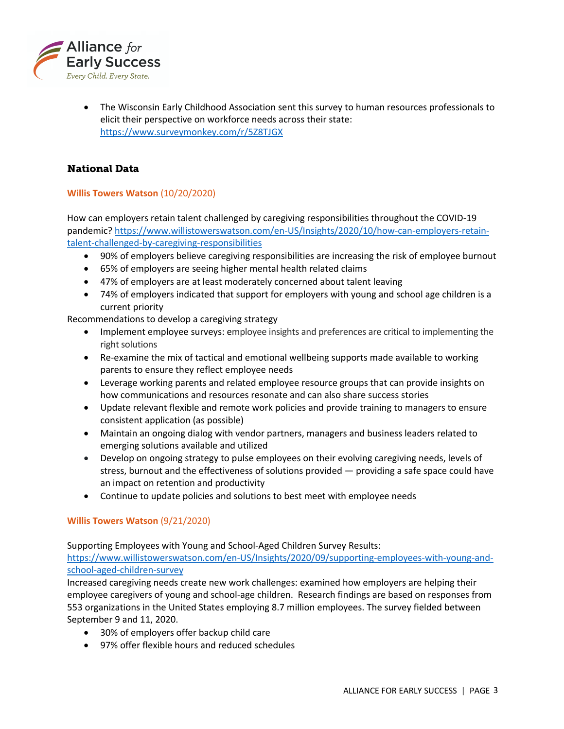- The Wisconsin Early Childhood Association sent this survey to human resources professionals to elicit their perspective on workforce needs across their state: https://www.surveymonkey.com/r/5Z8TJGX

## National Data

**Willis Towers Watson** (10/20/2020)

How can employers retain talent challenged by caregiving responsibilities throughout the COVID-19 pandemic? https://www.willistowerswatson.com/en-US/Insights/2020/10/how-can-employers-retain-talent-challenged-by-caregiving-responsibilities

- 90% of employers believe caregiving responsibilities are increasing the risk of employee burnout
- 65% of employers are seeing higher mental health related claims
- 47% of employers are at least moderately concerned about talent leaving
- 74% of employers indicated that support for employers with young and school age children is a current priority

Recommendations to develop a caregiving strategy

- Implement employee surveys: employee insights and preferences are critical to implementing the right solutions
- Re-examine the mix of tactical and emotional wellbeing supports made available to working parents to ensure they reflect employee needs
- Leverage working parents and related employee resource groups that can provide insights on how communications and resources resonate and can also share success stories
- Update relevant flexible and remote work policies and provide training to managers to ensure consistent application (as possible)
- Maintain an ongoing dialog with vendor partners, managers and business leaders related to emerging solutions available and utilized
- Develop on ongoing strategy to pulse employees on their evolving caregiving needs, levels of stress, burnout and the effectiveness of solutions provided — providing a safe space could have an impact on retention and productivity
- Continue to update policies and solutions to best meet with employee needs

**Willis Towers Watson** (9/21/2020)

Supporting Employees with Young and School-Aged Children Survey Results: https://www.willistowerswatson.com/en-US/Insights/2020/09/supporting-employees-with-young-and-school-aged-children-survey

Increased caregiving needs create new work challenges: examined how employers are helping their employee caregivers of young and school-age children. Research findings are based on responses from 553 organizations in the United States employing 8.7 million employees. The survey fielded between September 9 and 11, 2020.

- 30% of employers offer backup child care
- 97% offer flexible hours and reduced schedules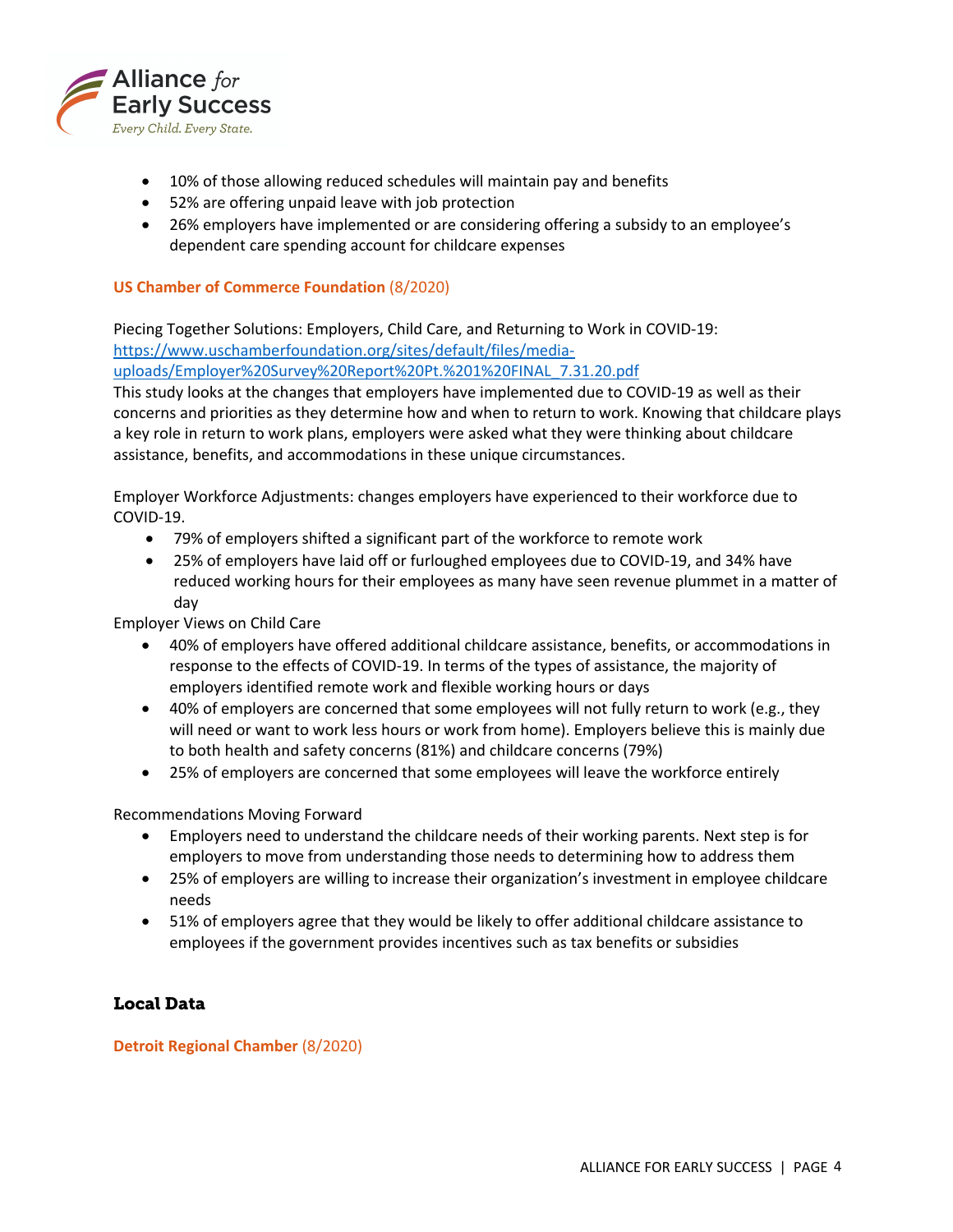- 10% of those allowing reduced schedules will maintain pay and benefits
- 52% are offering unpaid leave with job protection
- 26% employers have implemented or are considering offering a subsidy to an employee's dependent care spending account for childcare expenses

**US Chamber of Commerce Foundation** (8/2020)

Piecing Together Solutions: Employers, Child Care, and Returning to Work in COVID-19: [https://www.uschamberfoundation.org/sites/default/files/media-uploads/Employer%20Survey%20Report%20Pt.%201%20FINAL_7.31.20.pdf](https://www.uschamberfoundation.org/sites/default/files/media-uploads/Employer%20Survey%20Report%20Pt.%201%20FINAL_7.31.20.pdf)
This study looks at the changes that employers have implemented due to COVID-19 as well as their concerns and priorities as they determine how and when to return to work. Knowing that childcare plays a key role in return to work plans, employers were asked what they were thinking about childcare assistance, benefits, and accommodations in these unique circumstances.

Employer Workforce Adjustments: changes employers have experienced to their workforce due to COVID-19.

- 79% of employers shifted a significant part of the workforce to remote work
- 25% of employers have laid off or furloughed employees due to COVID-19, and 34% have reduced working hours for their employees as many have seen revenue plummet in a matter of day

Employer Views on Child Care

- 40% of employers have offered additional childcare assistance, benefits, or accommodations in response to the effects of COVID-19. In terms of the types of assistance, the majority of employers identified remote work and flexible working hours or days
- 40% of employers are concerned that some employees will not fully return to work (e.g., they will need or want to work less hours or work from home). Employers believe this is mainly due to both health and safety concerns (81%) and childcare concerns (79%)
- 25% of employers are concerned that some employees will leave the workforce entirely

Recommendations Moving Forward

- Employers need to understand the childcare needs of their working parents. Next step is for employers to move from understanding those needs to determining how to address them
- 25% of employers are willing to increase their organization's investment in employee childcare needs
- 51% of employers agree that they would be likely to offer additional childcare assistance to employees if the government provides incentives such as tax benefits or subsidies

## Local Data

**Detroit Regional Chamber** (8/2020)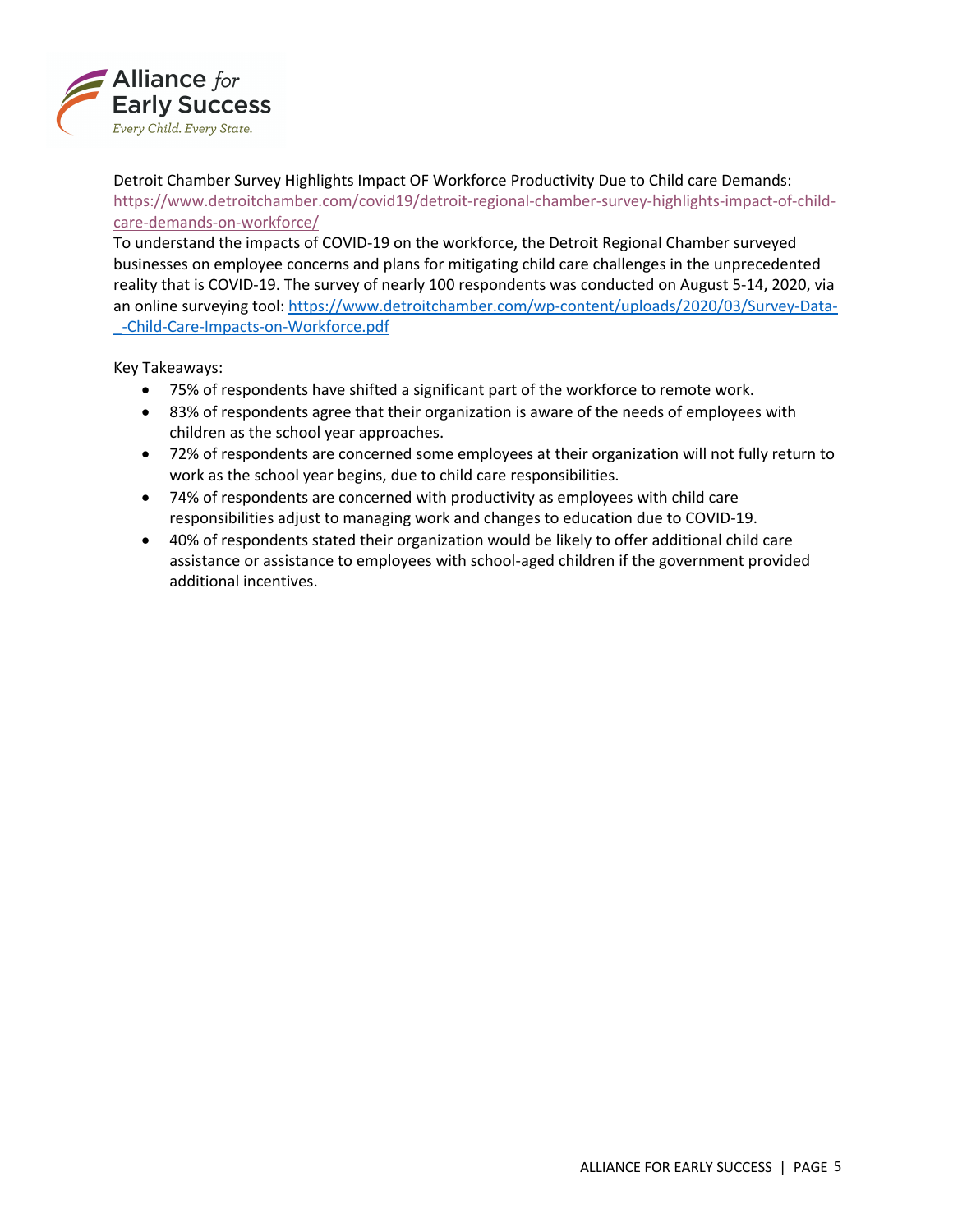Detroit Chamber Survey Highlights Impact OF Workforce Productivity Due to Child care Demands: https://www.detroitchamber.com/covid19/detroit-regional-chamber-survey-highlights-impact-of-child-care-demands-on-workforce/

To understand the impacts of COVID-19 on the workforce, the Detroit Regional Chamber surveyed businesses on employee concerns and plans for mitigating child care challenges in the unprecedented reality that is COVID-19. The survey of nearly 100 respondents was conducted on August 5-14, 2020, via an online surveying tool: https://www.detroitchamber.com/wp-content/uploads/2020/03/Survey-Data-_-Child-Care-Impacts-on-Workforce.pdf

Key Takeaways:

- 75% of respondents have shifted a significant part of the workforce to remote work.
- 83% of respondents agree that their organization is aware of the needs of employees with children as the school year approaches.
- 72% of respondents are concerned some employees at their organization will not fully return to work as the school year begins, due to child care responsibilities.
- 74% of respondents are concerned with productivity as employees with child care responsibilities adjust to managing work and changes to education due to COVID-19.
- 40% of respondents stated their organization would be likely to offer additional child care assistance or assistance to employees with school-aged children if the government provided additional incentives.